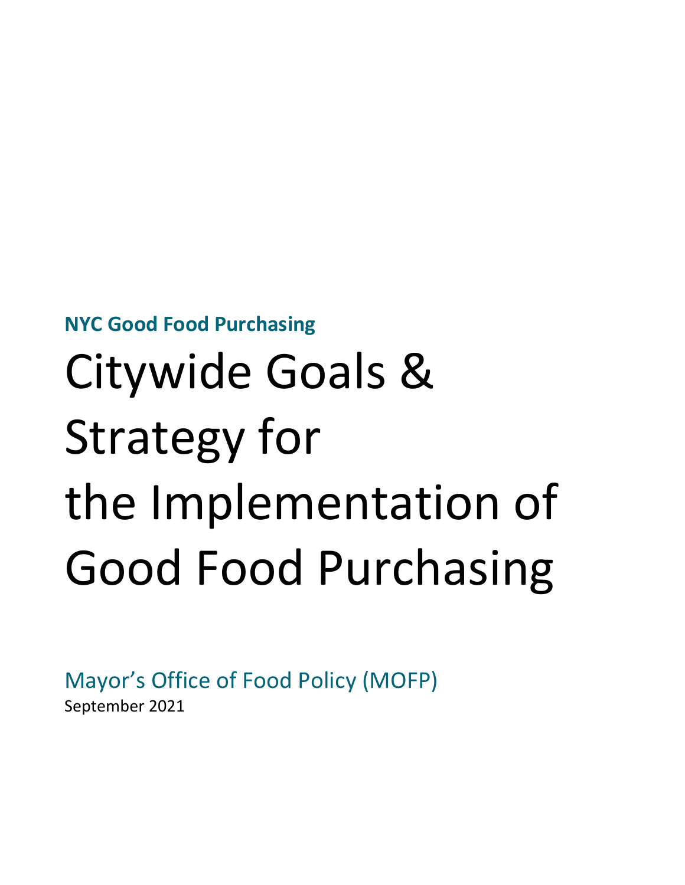**NYC Good Food Purchasing**

# Citywide Goals & Strategy for the Implementation of Good Food Purchasing

Mayor's Office of Food Policy (MOFP)

September 2021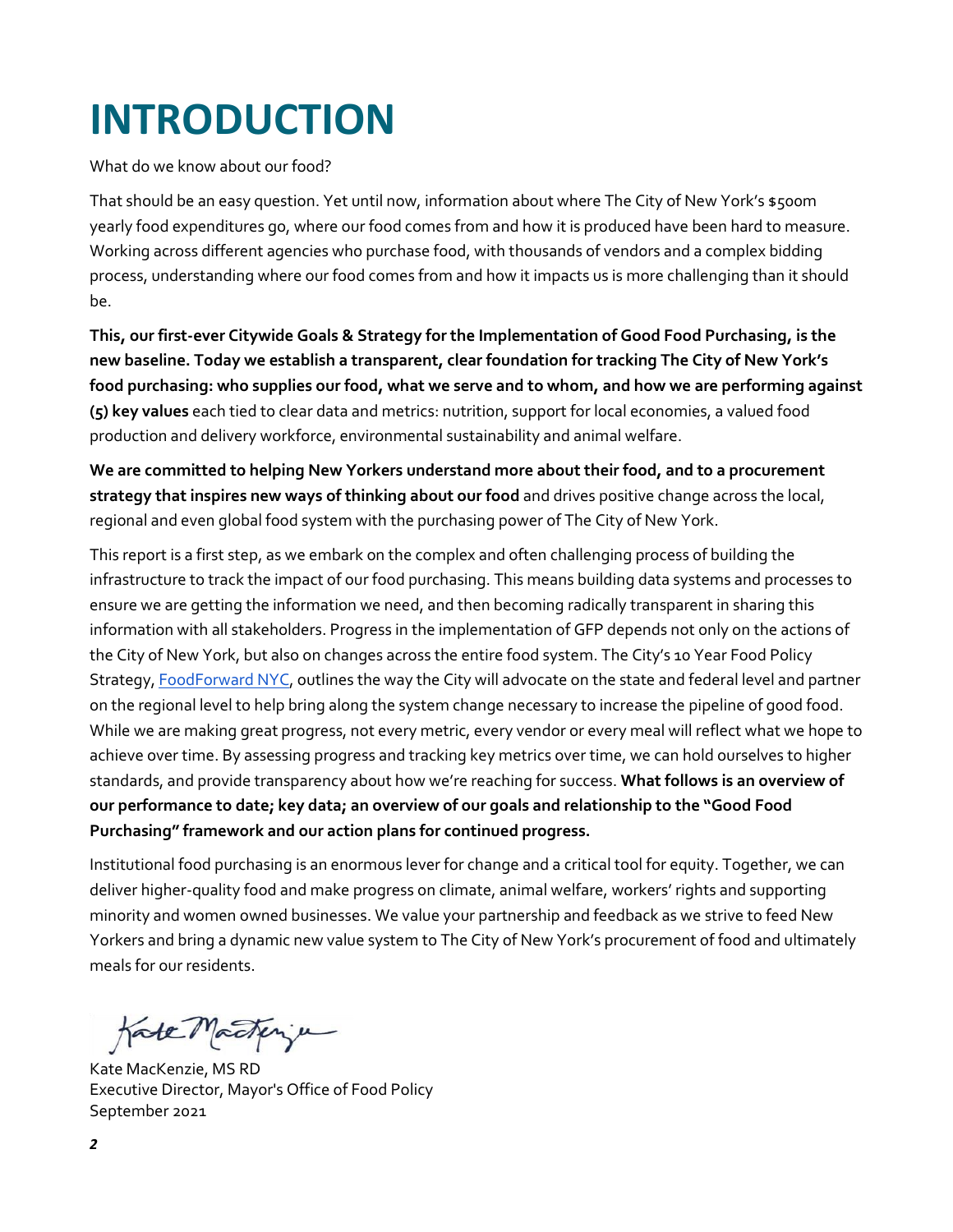# INTRODUCTION

What do we know about our food?

That should be an easy question. Yet until now, information about where The City of New York's $500m yearly food expenditures go, where our food comes from and how it is produced have been hard to measure. Working across different agencies who purchase food, with thousands of vendors and a complex bidding process, understanding where our food comes from and how it impacts us is more challenging than it should be.

**This, our first-ever Citywide Goals & Strategy for the Implementation of Good Food Purchasing, is the new baseline. Today we establish a transparent, clear foundation for tracking The City of New York's food purchasing: who supplies our food, what we serve and to whom, and how we are performing against (5) key values** each tied to clear data and metrics: nutrition, support for local economies, a valued food production and delivery workforce, environmental sustainability and animal welfare.

**We are committed to helping New Yorkers understand more about their food, and to a procurement strategy that inspires new ways of thinking about our food** and drives positive change across the local, regional and even global food system with the purchasing power of The City of New York.

This report is a first step, as we embark on the complex and often challenging process of building the infrastructure to track the impact of our food purchasing. This means building data systems and processes to ensure we are getting the information we need, and then becoming radically transparent in sharing this information with all stakeholders. Progress in the implementation of GFP depends not only on the actions of the City of New York, but also on changes across the entire food system. The City's 10 Year Food Policy Strategy, [FoodForward NYC](), outlines the way the City will advocate on the state and federal level and partner on the regional level to help bring along the system change necessary to increase the pipeline of good food. While we are making great progress, not every metric, every vendor or every meal will reflect what we hope to achieve over time. By assessing progress and tracking key metrics over time, we can hold ourselves to higher standards, and provide transparency about how we're reaching for success. **What follows is an overview of our performance to date; key data; an overview of our goals and relationship to the "Good Food Purchasing" framework and our action plans for continued progress.**

Institutional food purchasing is an enormous lever for change and a critical tool for equity. Together, we can deliver higher-quality food and make progress on climate, animal welfare, workers' rights and supporting minority and women owned businesses. We value your partnership and feedback as we strive to feed New Yorkers and bring a dynamic new value system to The City of New York's procurement of food and ultimately meals for our residents.

Kate MacKenzie, MS RD
Executive Director, Mayor's Office of Food Policy
September 2021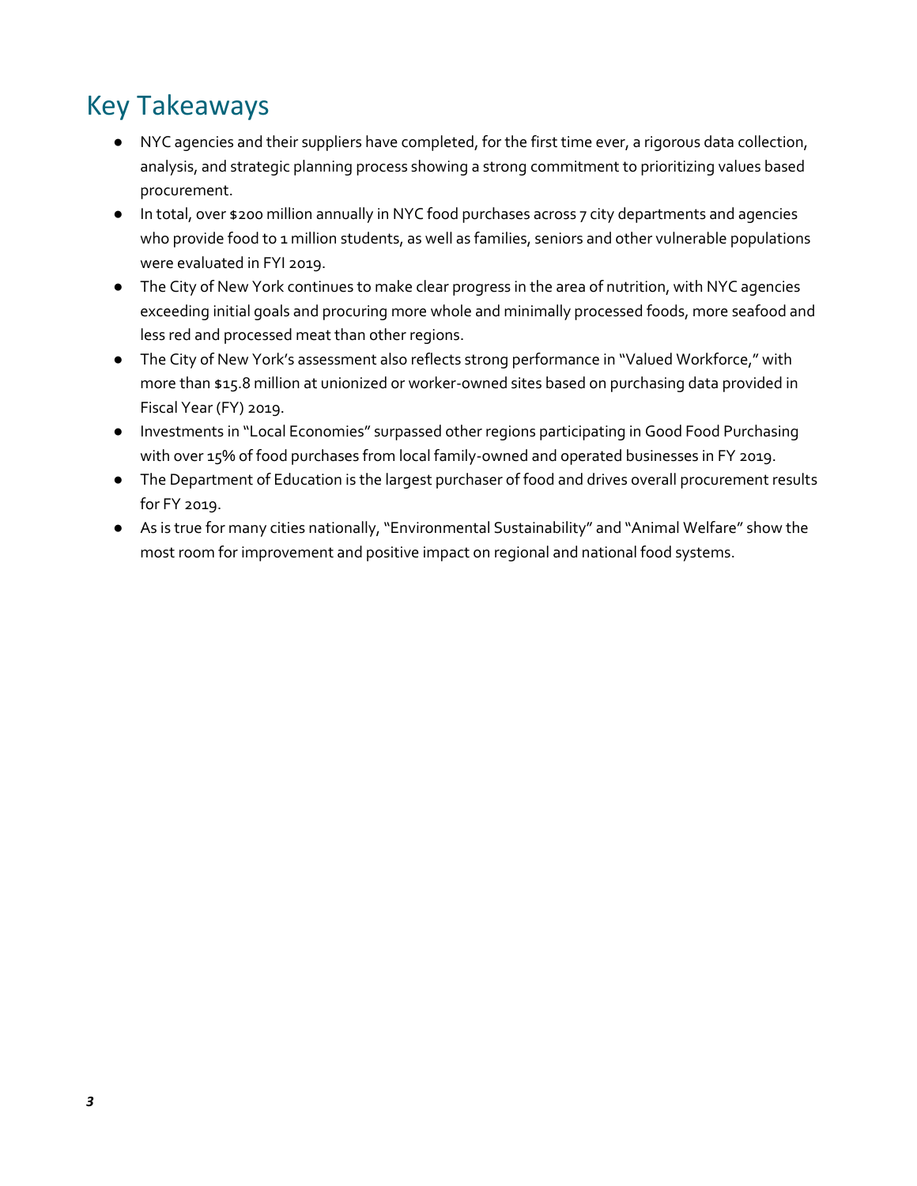# Key Takeaways

- NYC agencies and their suppliers have completed, for the first time ever, a rigorous data collection, analysis, and strategic planning process showing a strong commitment to prioritizing values based procurement.
- In total, over $200 million annually in NYC food purchases across 7 city departments and agencies who provide food to 1 million students, as well as families, seniors and other vulnerable populations were evaluated in FYI 2019.
- The City of New York continues to make clear progress in the area of nutrition, with NYC agencies exceeding initial goals and procuring more whole and minimally processed foods, more seafood and less red and processed meat than other regions.
- The City of New York's assessment also reflects strong performance in "Valued Workforce," with more than $15.8 million at unionized or worker-owned sites based on purchasing data provided in Fiscal Year (FY) 2019.
- Investments in "Local Economies" surpassed other regions participating in Good Food Purchasing with over 15% of food purchases from local family-owned and operated businesses in FY 2019.
- The Department of Education is the largest purchaser of food and drives overall procurement results for FY 2019.
- As is true for many cities nationally, "Environmental Sustainability" and "Animal Welfare" show the most room for improvement and positive impact on regional and national food systems.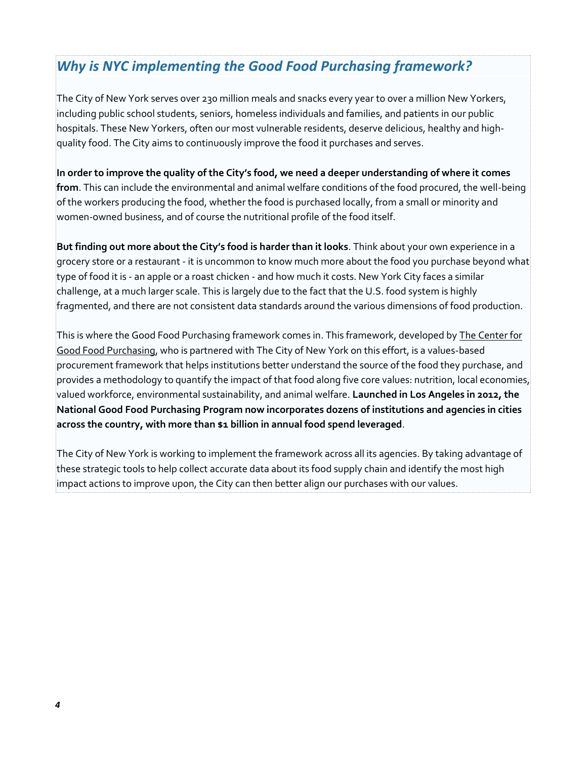## *Why is NYC implementing the Good Food Purchasing framework?*

The City of New York serves over 230 million meals and snacks every year to over a million New Yorkers, including public school students, seniors, homeless individuals and families, and patients in our public hospitals. These New Yorkers, often our most vulnerable residents, deserve delicious, healthy and high-quality food. The City aims to continuously improve the food it purchases and serves.

**In order to improve the quality of the City's food, we need a deeper understanding of where it comes from**. This can include the environmental and animal welfare conditions of the food procured, the well-being of the workers producing the food, whether the food is purchased locally, from a small or minority and women-owned business, and of course the nutritional profile of the food itself.

**But finding out more about the City's food is harder than it looks**. Think about your own experience in a grocery store or a restaurant - it is uncommon to know much more about the food you purchase beyond what type of food it is - an apple or a roast chicken - and how much it costs. New York City faces a similar challenge, at a much larger scale. This is largely due to the fact that the U.S. food system is highly fragmented, and there are not consistent data standards around the various dimensions of food production.

This is where the Good Food Purchasing framework comes in. This framework, developed by The Center for Good Food Purchasing, who is partnered with The City of New York on this effort, is a values-based procurement framework that helps institutions better understand the source of the food they purchase, and provides a methodology to quantify the impact of that food along five core values: nutrition, local economies, valued workforce, environmental sustainability, and animal welfare. **Launched in Los Angeles in 2012, the National Good Food Purchasing Program now incorporates dozens of institutions and agencies in cities across the country, with more than $1 billion in annual food spend leveraged**.

The City of New York is working to implement the framework across all its agencies. By taking advantage of these strategic tools to help collect accurate data about its food supply chain and identify the most high impact actions to improve upon, the City can then better align our purchases with our values.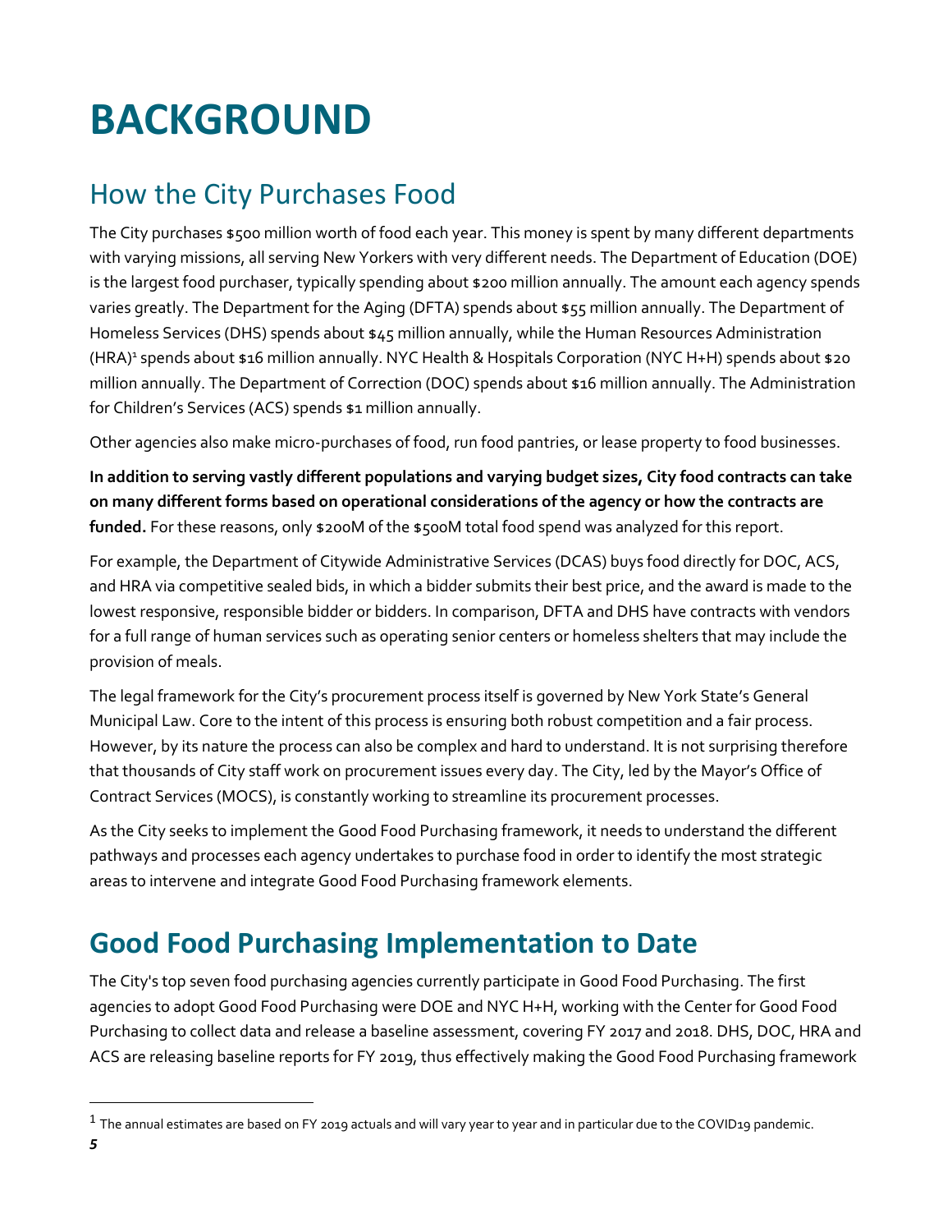# BACKGROUND

## How the City Purchases Food

The City purchases $500 million worth of food each year. This money is spent by many different departments with varying missions, all serving New Yorkers with very different needs. The Department of Education (DOE) is the largest food purchaser, typically spending about $200 million annually. The amount each agency spends varies greatly. The Department for the Aging (DFTA) spends about $55 million annually. The Department of Homeless Services (DHS) spends about $45 million annually, while the Human Resources Administration (HRA)[1] spends about $16 million annually. NYC Health & Hospitals Corporation (NYC H+H) spends about $20 million annually. The Department of Correction (DOC) spends about $16 million annually. The Administration for Children's Services (ACS) spends $1 million annually.

Other agencies also make micro-purchases of food, run food pantries, or lease property to food businesses.

**In addition to serving vastly different populations and varying budget sizes, City food contracts can take on many different forms based on operational considerations of the agency or how the contracts are funded.** For these reasons, only $200M of the $500M total food spend was analyzed for this report.

For example, the Department of Citywide Administrative Services (DCAS) buys food directly for DOC, ACS, and HRA via competitive sealed bids, in which a bidder submits their best price, and the award is made to the lowest responsive, responsible bidder or bidders. In comparison, DFTA and DHS have contracts with vendors for a full range of human services such as operating senior centers or homeless shelters that may include the provision of meals.

The legal framework for the City's procurement process itself is governed by New York State's General Municipal Law. Core to the intent of this process is ensuring both robust competition and a fair process. However, by its nature the process can also be complex and hard to understand. It is not surprising therefore that thousands of City staff work on procurement issues every day. The City, led by the Mayor's Office of Contract Services (MOCS), is constantly working to streamline its procurement processes.

As the City seeks to implement the Good Food Purchasing framework, it needs to understand the different pathways and processes each agency undertakes to purchase food in order to identify the most strategic areas to intervene and integrate Good Food Purchasing framework elements.

## Good Food Purchasing Implementation to Date

The City's top seven food purchasing agencies currently participate in Good Food Purchasing. The first agencies to adopt Good Food Purchasing were DOE and NYC H+H, working with the Center for Good Food Purchasing to collect data and release a baseline assessment, covering FY 2017 and 2018. DHS, DOC, HRA and ACS are releasing baseline reports for FY 2019, thus effectively making the Good Food Purchasing framework

[1] The annual estimates are based on FY 2019 actuals and will vary year to year and in particular due to the COVID19 pandemic.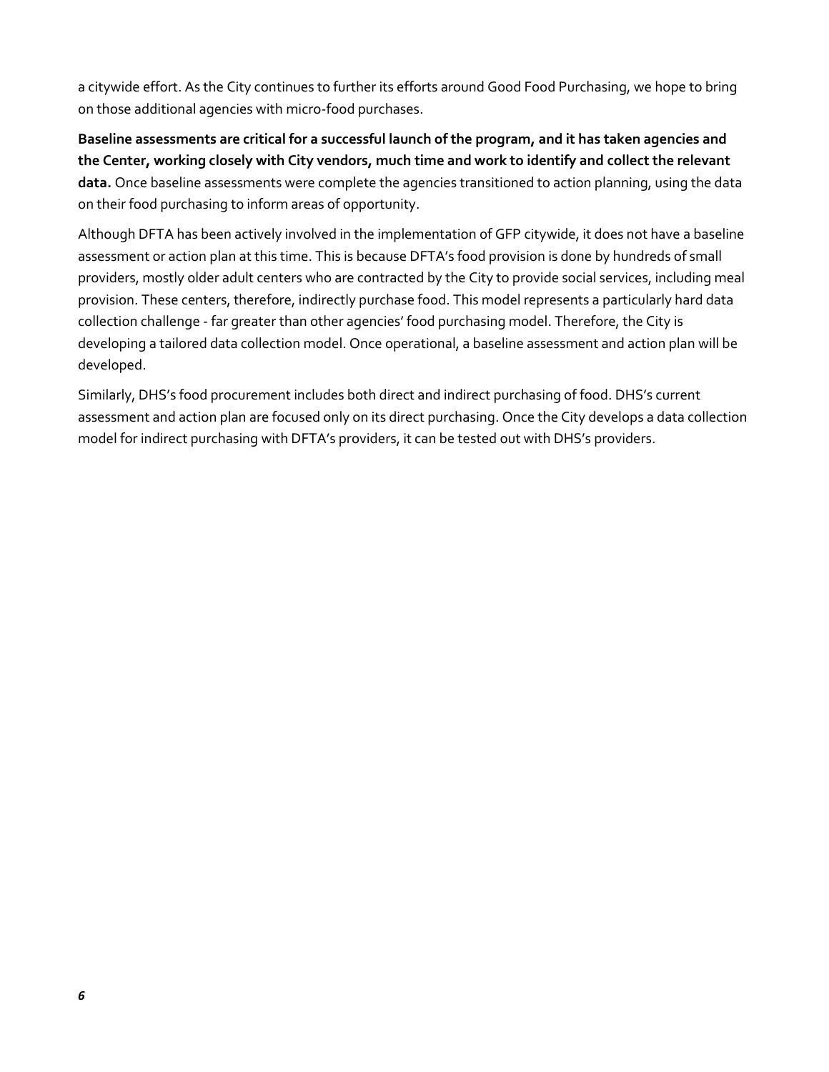a citywide effort. As the City continues to further its efforts around Good Food Purchasing, we hope to bring on those additional agencies with micro-food purchases.

**Baseline assessments are critical for a successful launch of the program, and it has taken agencies and the Center, working closely with City vendors, much time and work to identify and collect the relevant data.** Once baseline assessments were complete the agencies transitioned to action planning, using the data on their food purchasing to inform areas of opportunity.

Although DFTA has been actively involved in the implementation of GFP citywide, it does not have a baseline assessment or action plan at this time. This is because DFTA's food provision is done by hundreds of small providers, mostly older adult centers who are contracted by the City to provide social services, including meal provision. These centers, therefore, indirectly purchase food. This model represents a particularly hard data collection challenge - far greater than other agencies' food purchasing model. Therefore, the City is developing a tailored data collection model. Once operational, a baseline assessment and action plan will be developed.

Similarly, DHS's food procurement includes both direct and indirect purchasing of food. DHS's current assessment and action plan are focused only on its direct purchasing. Once the City develops a data collection model for indirect purchasing with DFTA's providers, it can be tested out with DHS's providers.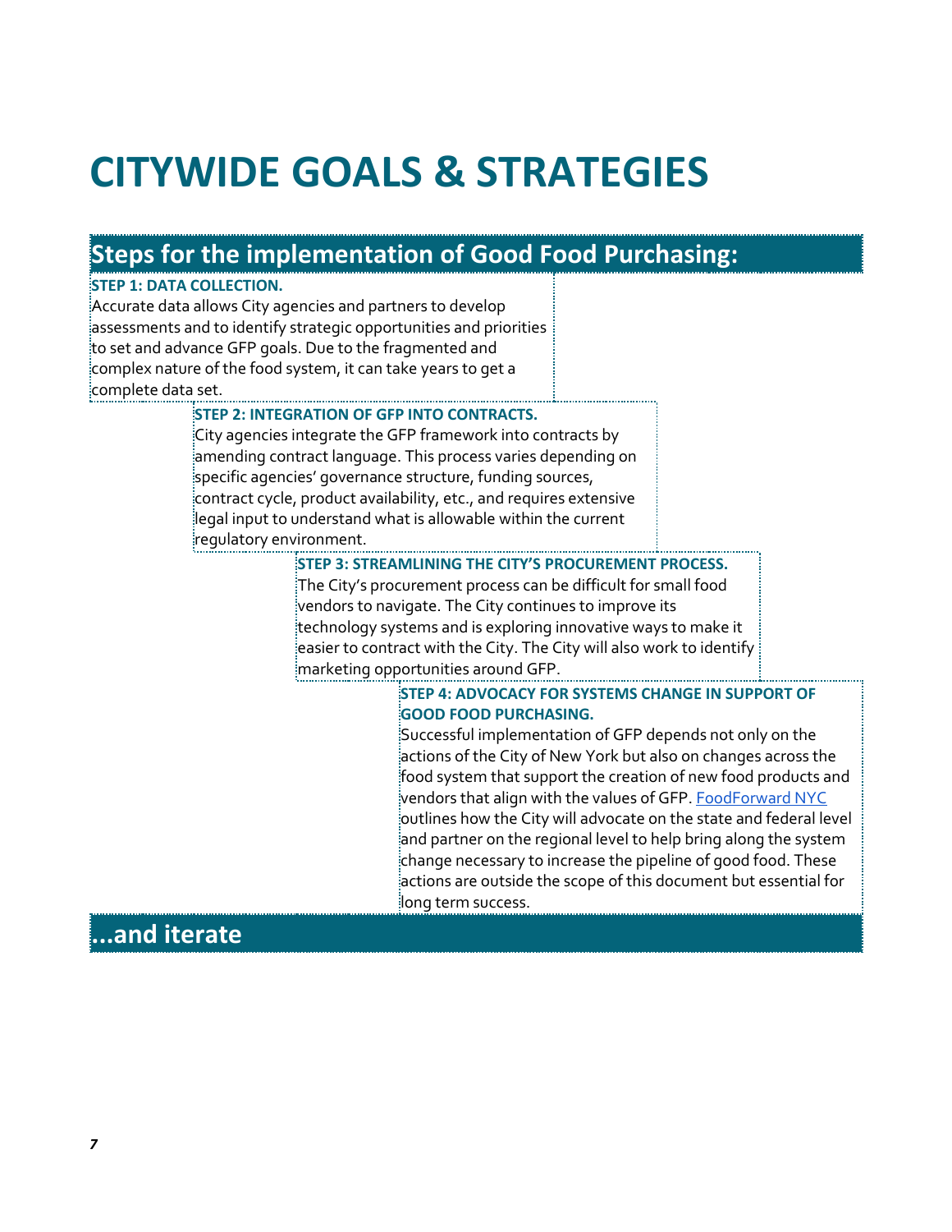# CITYWIDE GOALS & STRATEGIES

## Steps for the implementation of Good Food Purchasing:

**STEP 1: DATA COLLECTION.**

Accurate data allows City agencies and partners to develop assessments and to identify strategic opportunities and priorities to set and advance GFP goals. Due to the fragmented and complex nature of the food system, it can take years to get a complete data set.

**STEP 2: INTEGRATION OF GFP INTO CONTRACTS.**

City agencies integrate the GFP framework into contracts by amending contract language. This process varies depending on specific agencies' governance structure, funding sources, contract cycle, product availability, etc., and requires extensive legal input to understand what is allowable within the current regulatory environment.

**STEP 3: STREAMLINING THE CITY'S PROCUREMENT PROCESS.**

The City's procurement process can be difficult for small food vendors to navigate. The City continues to improve its technology systems and is exploring innovative ways to make it easier to contract with the City. The City will also work to identify marketing opportunities around GFP.

**STEP 4: ADVOCACY FOR SYSTEMS CHANGE IN SUPPORT OF GOOD FOOD PURCHASING.**

Successful implementation of GFP depends not only on the actions of the City of New York but also on changes across the food system that support the creation of new food products and vendors that align with the values of GFP. FoodForward NYC outlines how the City will advocate on the state and federal level and partner on the regional level to help bring along the system change necessary to increase the pipeline of good food. These actions are outside the scope of this document but essential for long term success.

## ...and iterate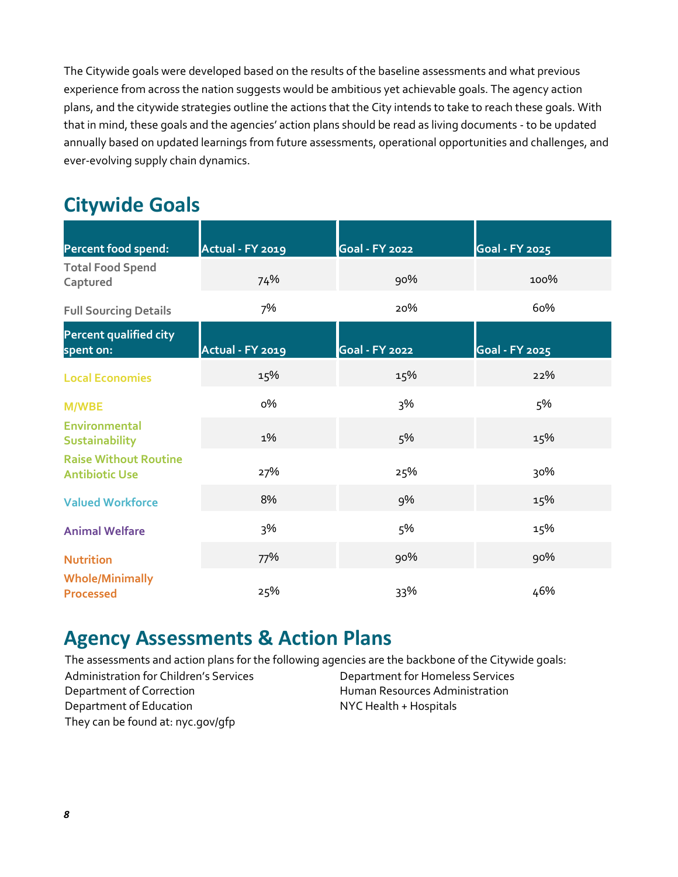The Citywide goals were developed based on the results of the baseline assessments and what previous experience from across the nation suggests would be ambitious yet achievable goals. The agency action plans, and the citywide strategies outline the actions that the City intends to take to reach these goals. With that in mind, these goals and the agencies' action plans should be read as living documents - to be updated annually based on updated learnings from future assessments, operational opportunities and challenges, and ever-evolving supply chain dynamics.

## Citywide Goals

| Percent food spend: | Actual - FY 2019 | Goal - FY 2022 | Goal - FY 2025 |
|---|---|---|---|
| Total Food Spend Captured | 74% | 90% | 100% |
| Full Sourcing Details | 7% | 20% | 60% |
| **Percent qualified city spent on:** | **Actual - FY 2019** | **Goal - FY 2022** | **Goal - FY 2025** |
| Local Economies | 15% | 15% | 22% |
| M/WBE | 0% | 3% | 5% |
| Environmental Sustainability | 1% | 5% | 15% |
| Raise Without Routine Antibiotic Use | 27% | 25% | 30% |
| Valued Workforce | 8% | 9% | 15% |
| Animal Welfare | 3% | 5% | 15% |
| Nutrition | 77% | 90% | 90% |
| Whole/Minimally Processed | 25% | 33% | 46% |

## Agency Assessments & Action Plans

The assessments and action plans for the following agencies are the backbone of the Citywide goals:

Administration for Children's Services
Department of Correction
Department of Education
Department for Homeless Services
Human Resources Administration
NYC Health + Hospitals

They can be found at: nyc.gov/gfp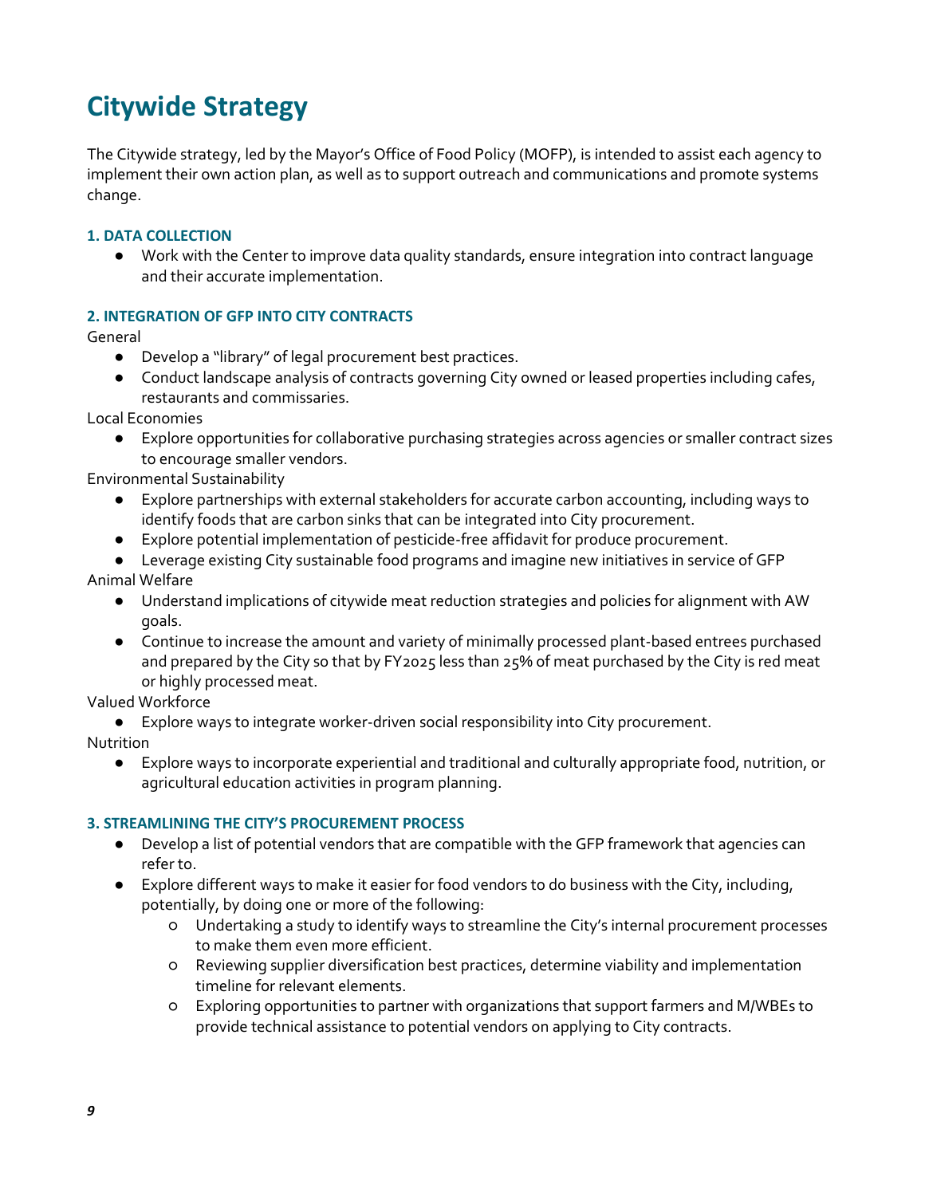# Citywide Strategy

The Citywide strategy, led by the Mayor's Office of Food Policy (MOFP), is intended to assist each agency to implement their own action plan, as well as to support outreach and communications and promote systems change.

### 1. DATA COLLECTION

- Work with the Center to improve data quality standards, ensure integration into contract language and their accurate implementation.

### 2. INTEGRATION OF GFP INTO CITY CONTRACTS

General

- Develop a "library" of legal procurement best practices.
- Conduct landscape analysis of contracts governing City owned or leased properties including cafes, restaurants and commissaries.

Local Economies

- Explore opportunities for collaborative purchasing strategies across agencies or smaller contract sizes to encourage smaller vendors.

Environmental Sustainability

- Explore partnerships with external stakeholders for accurate carbon accounting, including ways to identify foods that are carbon sinks that can be integrated into City procurement.
- Explore potential implementation of pesticide-free affidavit for produce procurement.
- Leverage existing City sustainable food programs and imagine new initiatives in service of GFP

Animal Welfare

- Understand implications of citywide meat reduction strategies and policies for alignment with AW goals.
- Continue to increase the amount and variety of minimally processed plant-based entrees purchased and prepared by the City so that by FY2025 less than 25% of meat purchased by the City is red meat or highly processed meat.

Valued Workforce

- Explore ways to integrate worker-driven social responsibility into City procurement.

Nutrition

- Explore ways to incorporate experiential and traditional and culturally appropriate food, nutrition, or agricultural education activities in program planning.

### 3. STREAMLINING THE CITY'S PROCUREMENT PROCESS

- Develop a list of potential vendors that are compatible with the GFP framework that agencies can refer to.
- Explore different ways to make it easier for food vendors to do business with the City, including, potentially, by doing one or more of the following:
  - Undertaking a study to identify ways to streamline the City's internal procurement processes to make them even more efficient.
  - Reviewing supplier diversification best practices, determine viability and implementation timeline for relevant elements.
  - Exploring opportunities to partner with organizations that support farmers and M/WBEs to provide technical assistance to potential vendors on applying to City contracts.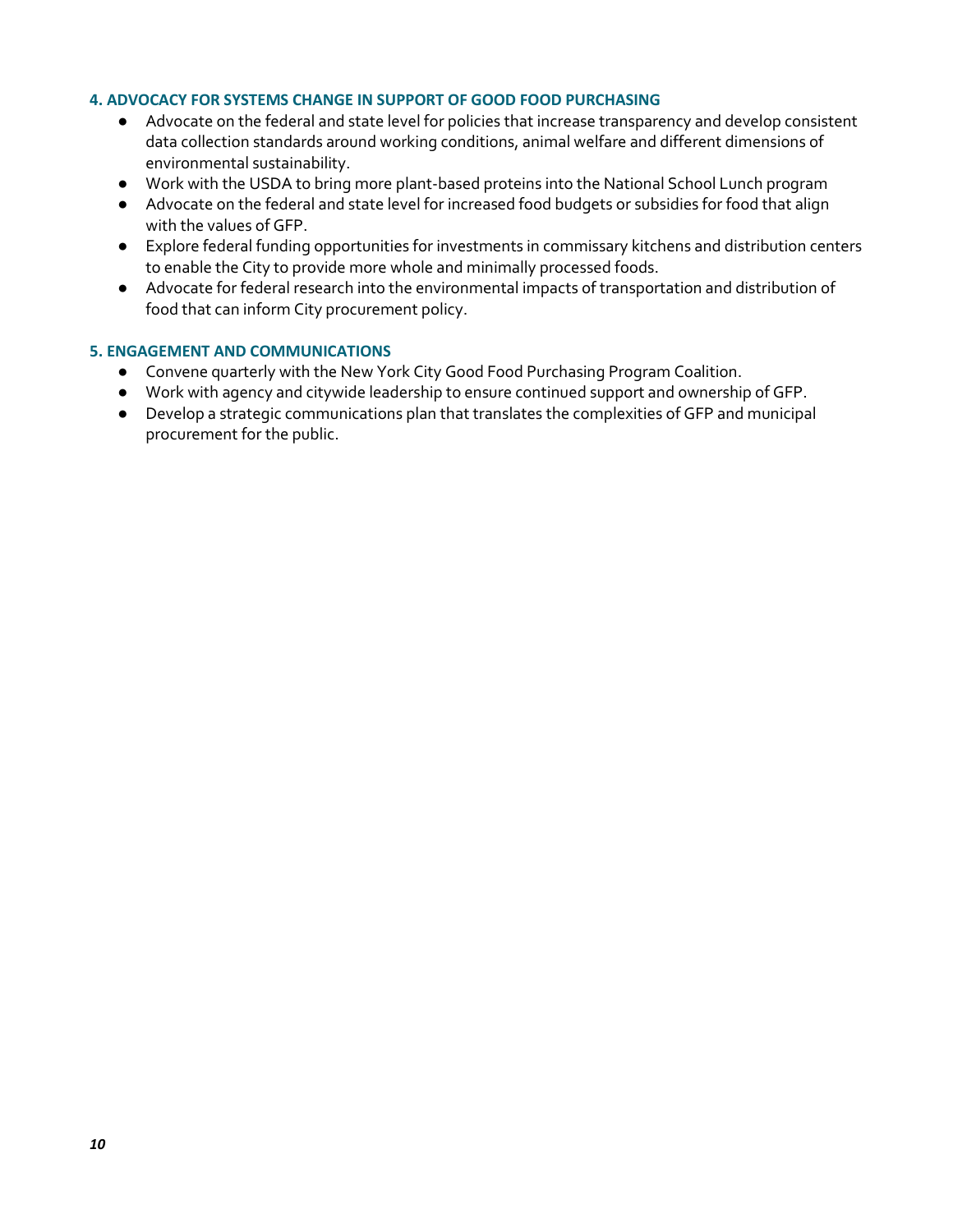#### 4. ADVOCACY FOR SYSTEMS CHANGE IN SUPPORT OF GOOD FOOD PURCHASING

- Advocate on the federal and state level for policies that increase transparency and develop consistent data collection standards around working conditions, animal welfare and different dimensions of environmental sustainability.
- Work with the USDA to bring more plant-based proteins into the National School Lunch program
- Advocate on the federal and state level for increased food budgets or subsidies for food that align with the values of GFP.
- Explore federal funding opportunities for investments in commissary kitchens and distribution centers to enable the City to provide more whole and minimally processed foods.
- Advocate for federal research into the environmental impacts of transportation and distribution of food that can inform City procurement policy.

#### 5. ENGAGEMENT AND COMMUNICATIONS

- Convene quarterly with the New York City Good Food Purchasing Program Coalition.
- Work with agency and citywide leadership to ensure continued support and ownership of GFP.
- Develop a strategic communications plan that translates the complexities of GFP and municipal procurement for the public.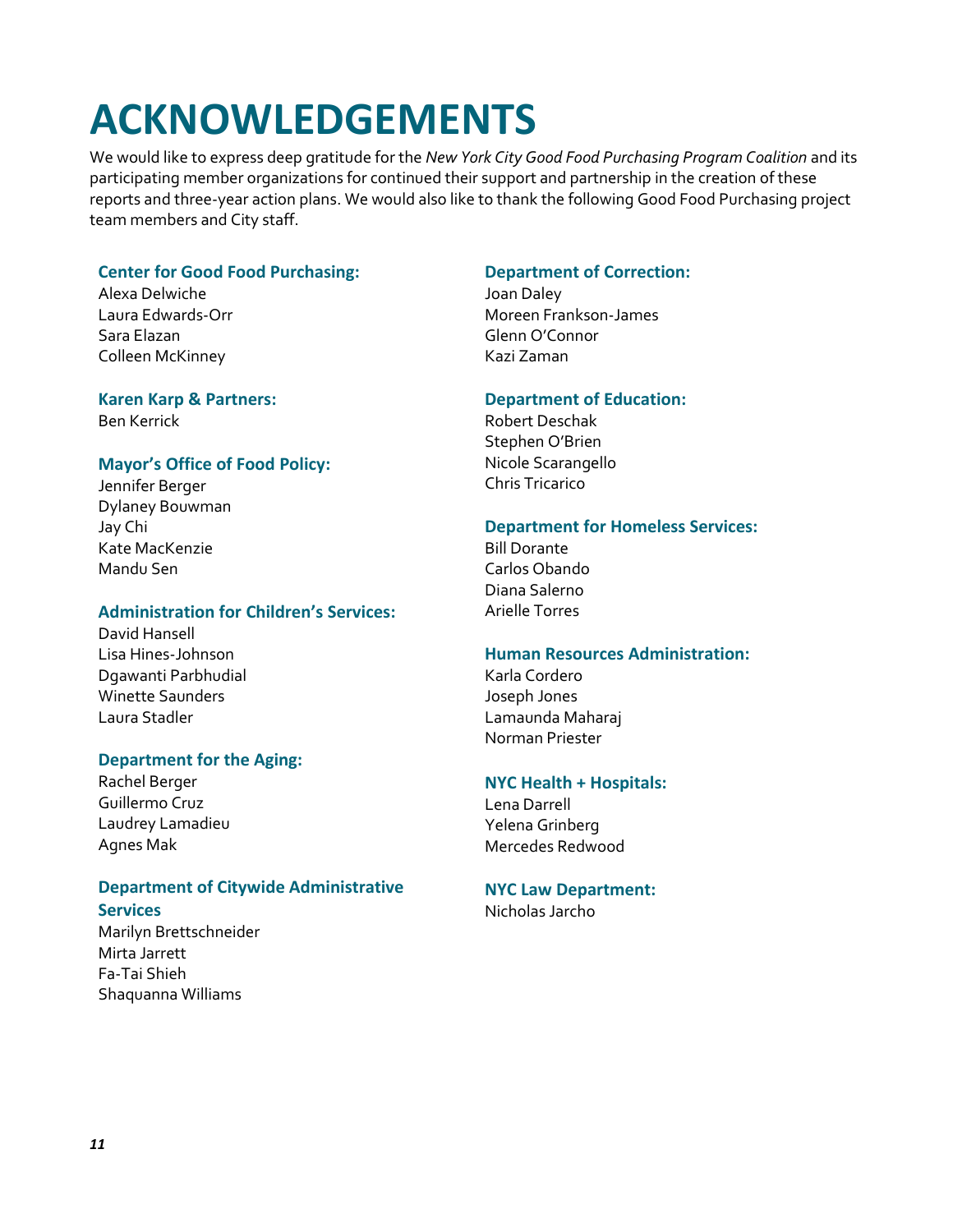# ACKNOWLEDGEMENTS

We would like to express deep gratitude for the *New York City Good Food Purchasing Program Coalition* and its participating member organizations for continued their support and partnership in the creation of these reports and three-year action plans. We would also like to thank the following Good Food Purchasing project team members and City staff.

### Center for Good Food Purchasing:

Alexa Delwiche
Laura Edwards-Orr
Sara Elazan
Colleen McKinney

### Karen Karp & Partners:

Ben Kerrick

### Mayor's Office of Food Policy:

Jennifer Berger
Dylaney Bouwman
Jay Chi
Kate MacKenzie
Mandu Sen

### Administration for Children's Services:

David Hansell
Lisa Hines-Johnson
Dgawanti Parbhudial
Winette Saunders
Laura Stadler

### Department for the Aging:

Rachel Berger
Guillermo Cruz
Laudrey Lamadieu
Agnes Mak

### Department of Citywide Administrative Services

Marilyn Brettschneider
Mirta Jarrett
Fa-Tai Shieh
Shaquanna Williams

### Department of Correction:

Joan Daley
Moreen Frankson-James
Glenn O'Connor
Kazi Zaman

### Department of Education:

Robert Deschak
Stephen O'Brien
Nicole Scarangello
Chris Tricarico

### Department for Homeless Services:

Bill Dorante
Carlos Obando
Diana Salerno
Arielle Torres

### Human Resources Administration:

Karla Cordero
Joseph Jones
Lamaunda Maharaj
Norman Priester

### NYC Health + Hospitals:

Lena Darrell
Yelena Grinberg
Mercedes Redwood

### NYC Law Department:

Nicholas Jarcho